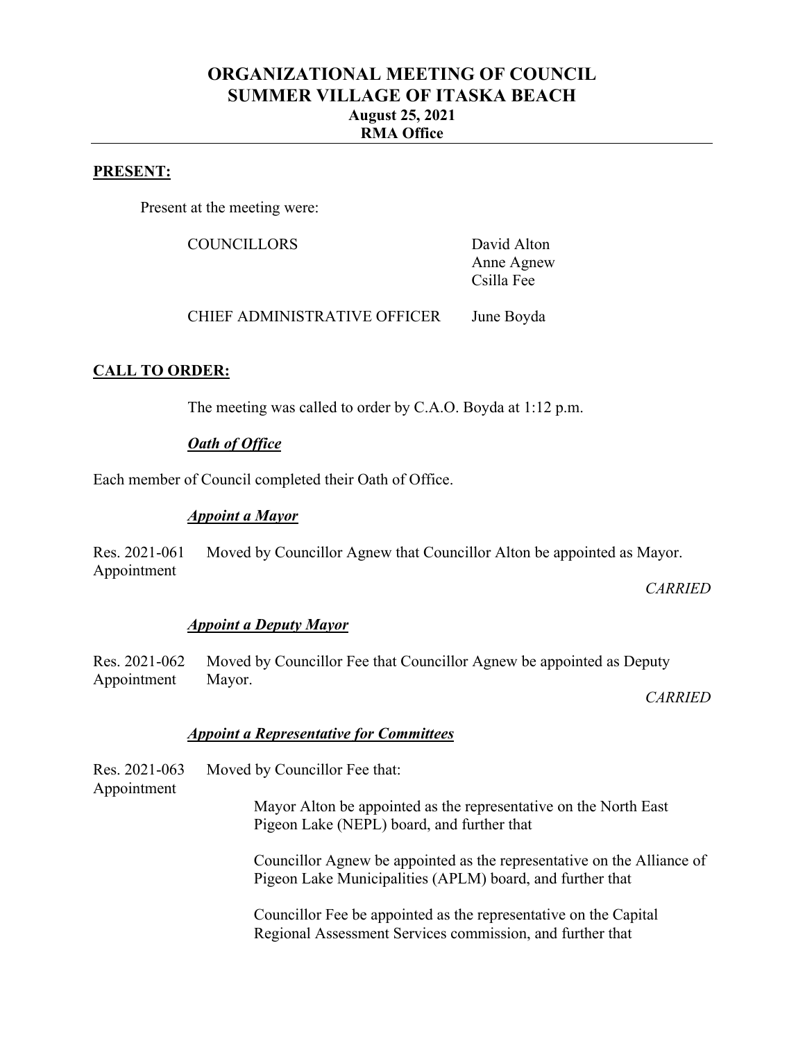# ORGANIZATIONAL MEETING OF COUNCIL
# SUMMER VILLAGE OF ITASKA BEACH
## August 25, 2021
## RMA Office

**PRESENT:**

Present at the meeting were:

| | |
|---|---|
| COUNCILLORS | David Alton<br>Anne Agnew<br>Csilla Fee |
| CHIEF ADMINISTRATIVE OFFICER | June Boyda |

**CALL TO ORDER:**

The meeting was called to order by C.A.O. Boyda at 1:12 p.m.

***Oath of Office***

Each member of Council completed their Oath of Office.

***Appoint a Mayor***

Res. 2021-061 Appointment — Moved by Councillor Agnew that Councillor Alton be appointed as Mayor.

*CARRIED*

***Appoint a Deputy Mayor***

Res. 2021-062 Appointment — Moved by Councillor Fee that Councillor Agnew be appointed as Deputy Mayor.

*CARRIED*

***Appoint a Representative for Committees***

Res. 2021-063 Appointment — Moved by Councillor Fee that:

Mayor Alton be appointed as the representative on the North East Pigeon Lake (NEPL) board, and further that

Councillor Agnew be appointed as the representative on the Alliance of Pigeon Lake Municipalities (APLM) board, and further that

Councillor Fee be appointed as the representative on the Capital Regional Assessment Services commission, and further that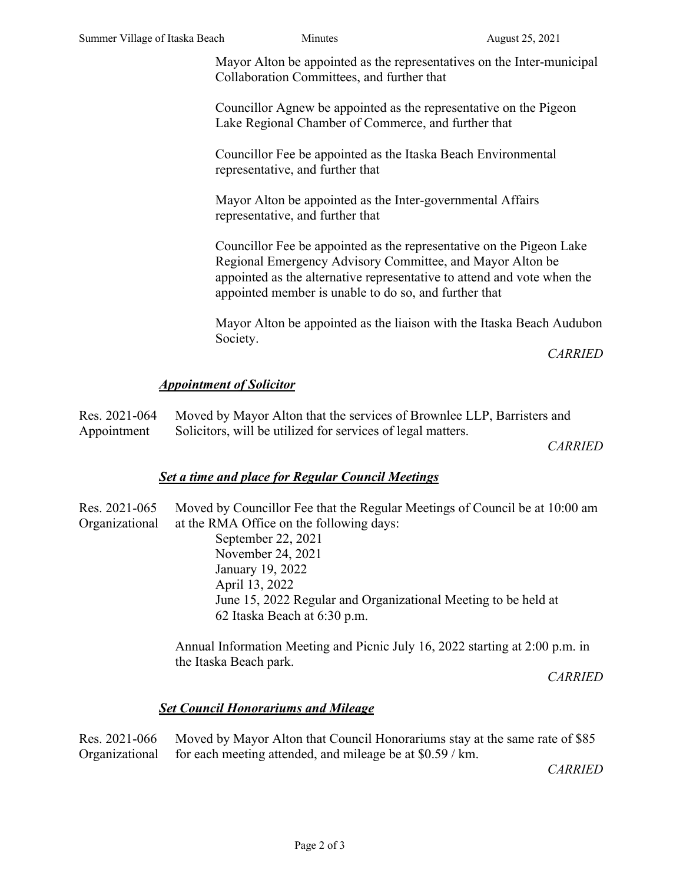Mayor Alton be appointed as the representatives on the Inter-municipal Collaboration Committees, and further that

Councillor Agnew be appointed as the representative on the Pigeon Lake Regional Chamber of Commerce, and further that

Councillor Fee be appointed as the Itaska Beach Environmental representative, and further that

Mayor Alton be appointed as the Inter-governmental Affairs representative, and further that

Councillor Fee be appointed as the representative on the Pigeon Lake Regional Emergency Advisory Committee, and Mayor Alton be appointed as the alternative representative to attend and vote when the appointed member is unable to do so, and further that

Mayor Alton be appointed as the liaison with the Itaska Beach Audubon Society.

*CARRIED*

### ***Appointment of Solicitor***

Res. 2021-064 Appointment — Moved by Mayor Alton that the services of Brownlee LLP, Barristers and Solicitors, will be utilized for services of legal matters.

*CARRIED*

### ***Set a time and place for Regular Council Meetings***

Res. 2021-065 Organizational — Moved by Councillor Fee that the Regular Meetings of Council be at 10:00 am at the RMA Office on the following days:

September 22, 2021
November 24, 2021
January 19, 2022
April 13, 2022
June 15, 2022 Regular and Organizational Meeting to be held at 62 Itaska Beach at 6:30 p.m.

Annual Information Meeting and Picnic July 16, 2022 starting at 2:00 p.m. in the Itaska Beach park.

*CARRIED*

### ***Set Council Honorariums and Mileage***

Res. 2021-066 Organizational — Moved by Mayor Alton that Council Honorariums stay at the same rate of $85 for each meeting attended, and mileage be at $0.59 / km.

*CARRIED*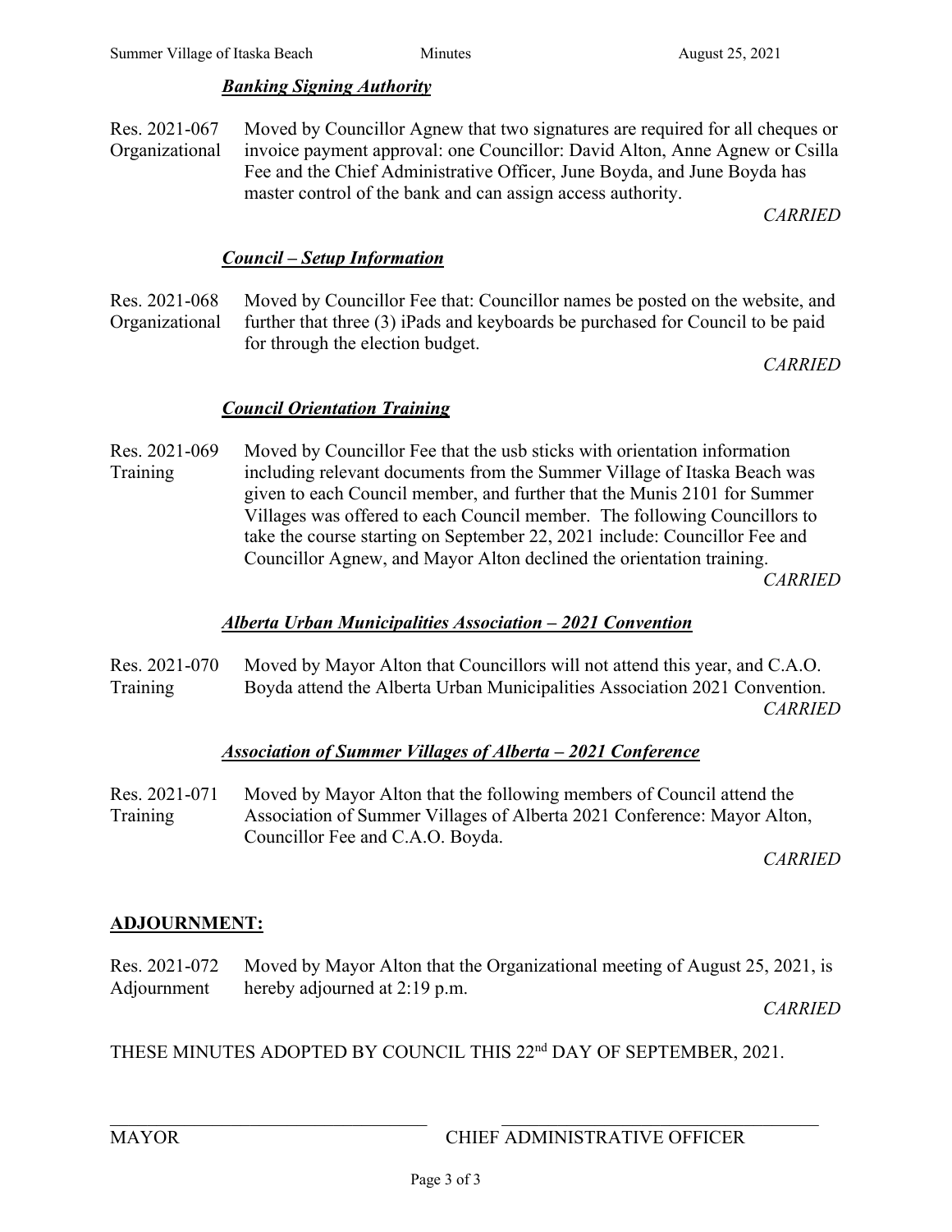### ***Banking Signing Authority***

Res. 2021-067 Organizational

Moved by Councillor Agnew that two signatures are required for all cheques or invoice payment approval: one Councillor: David Alton, Anne Agnew or Csilla Fee and the Chief Administrative Officer, June Boyda, and June Boyda has master control of the bank and can assign access authority.

*CARRIED*

### ***Council – Setup Information***

Res. 2021-068 Organizational

Moved by Councillor Fee that: Councillor names be posted on the website, and further that three (3) iPads and keyboards be purchased for Council to be paid for through the election budget.

*CARRIED*

### ***Council Orientation Training***

Res. 2021-069 Training

Moved by Councillor Fee that the usb sticks with orientation information including relevant documents from the Summer Village of Itaska Beach was given to each Council member, and further that the Munis 2101 for Summer Villages was offered to each Council member. The following Councillors to take the course starting on September 22, 2021 include: Councillor Fee and Councillor Agnew, and Mayor Alton declined the orientation training.

*CARRIED*

### ***Alberta Urban Municipalities Association – 2021 Convention***

Res. 2021-070 Training

Moved by Mayor Alton that Councillors will not attend this year, and C.A.O. Boyda attend the Alberta Urban Municipalities Association 2021 Convention.

*CARRIED*

### ***Association of Summer Villages of Alberta – 2021 Conference***

Res. 2021-071 Training

Moved by Mayor Alton that the following members of Council attend the Association of Summer Villages of Alberta 2021 Conference: Mayor Alton, Councillor Fee and C.A.O. Boyda.

*CARRIED*

## **ADJOURNMENT:**

Res. 2021-072 Adjournment

Moved by Mayor Alton that the Organizational meeting of August 25, 2021, is hereby adjourned at 2:19 p.m.

*CARRIED*

THESE MINUTES ADOPTED BY COUNCIL THIS 22nd DAY OF SEPTEMBER, 2021.

\_\_\_\_\_\_\_\_\_\_\_\_\_\_\_\_\_\_\_\_\_\_\_\_\_\_\_\_\_\_\_\_\_\_\_ \_\_\_\_\_\_\_\_\_\_\_\_\_\_\_\_\_\_\_\_\_\_\_\_\_\_\_\_\_\_\_\_\_\_\_

MAYOR CHIEF ADMINISTRATIVE OFFICER